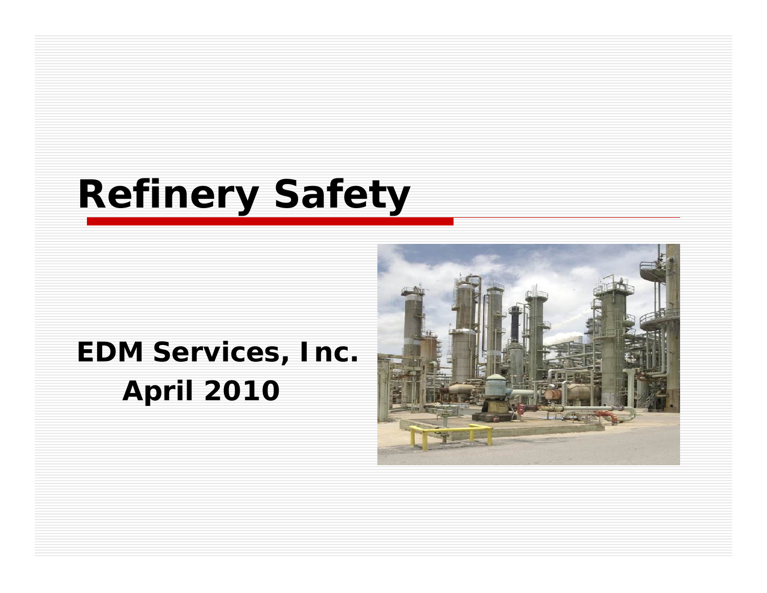# Refinery Safety

**EDM Services, Inc.**
**April 2010**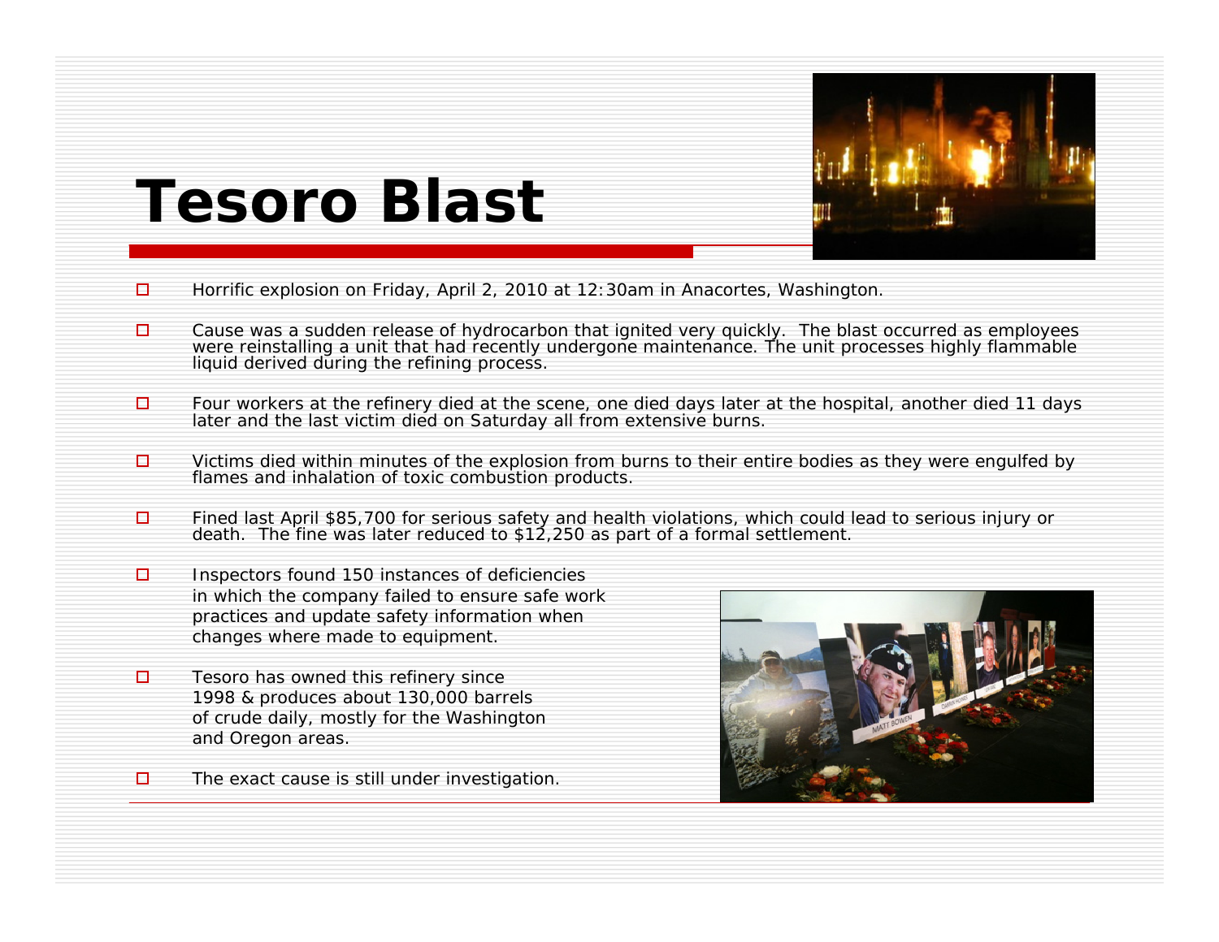# Tesoro Blast

- Horrific explosion on Friday, April 2, 2010 at 12:30am in Anacortes, Washington.
- Cause was a sudden release of hydrocarbon that ignited very quickly. The blast occurred as employees were reinstalling a unit that had recently undergone maintenance. The unit processes highly flammable liquid derived during the refining process.
- Four workers at the refinery died at the scene, one died days later at the hospital, another died 11 days later and the last victim died on Saturday all from extensive burns.
- Victims died within minutes of the explosion from burns to their entire bodies as they were engulfed by flames and inhalation of toxic combustion products.
- Fined last April $85,700 for serious safety and health violations, which could lead to serious injury or death. The fine was later reduced to $12,250 as part of a formal settlement.
- Inspectors found 150 instances of deficiencies in which the company failed to ensure safe work practices and update safety information when changes where made to equipment.
- Tesoro has owned this refinery since 1998 & produces about 130,000 barrels of crude daily, mostly for the Washington and Oregon areas.
- The exact cause is still under investigation.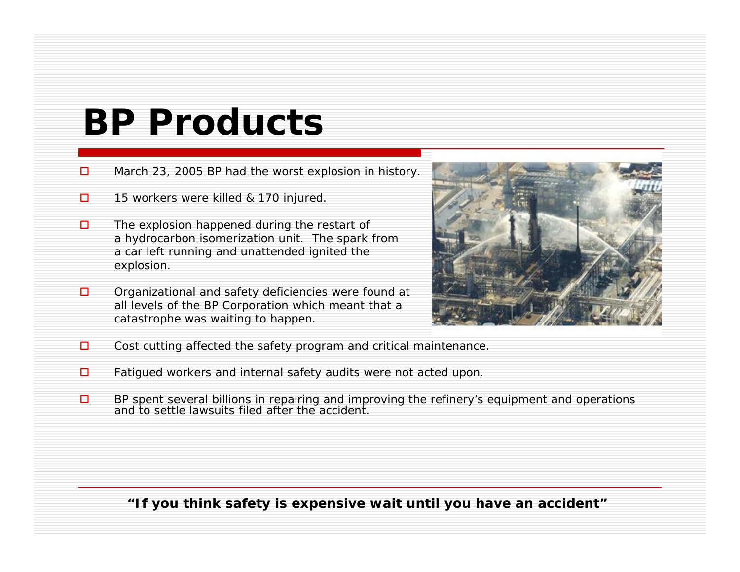# BP Products

- March 23, 2005 BP had the worst explosion in history.
- 15 workers were killed & 170 injured.
- The explosion happened during the restart of a hydrocarbon isomerization unit. The spark from a car left running and unattended ignited the explosion.
- Organizational and safety deficiencies were found at all levels of the BP Corporation which meant that a catastrophe was waiting to happen.
- Cost cutting affected the safety program and critical maintenance.
- Fatigued workers and internal safety audits were not acted upon.
- BP spent several billions in repairing and improving the refinery's equipment and operations and to settle lawsuits filed after the accident.

**"If you think safety is expensive wait until you have an accident"**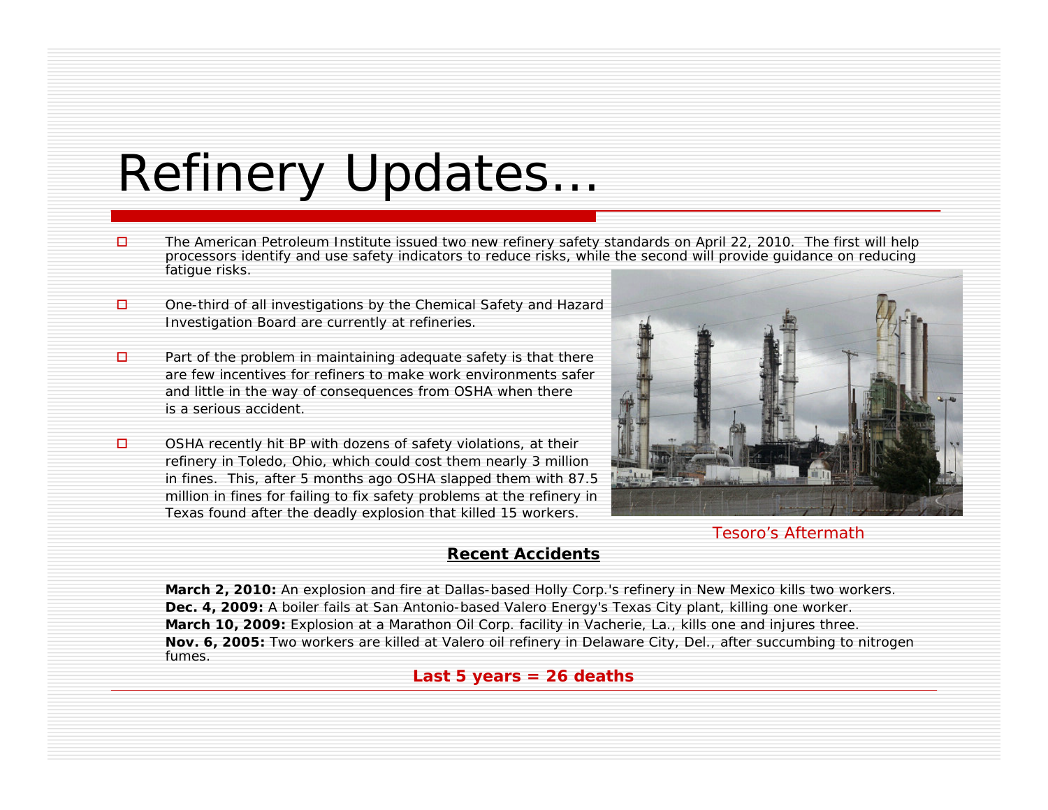# Refinery Updates…

- The American Petroleum Institute issued two new refinery safety standards on April 22, 2010. The first will help processors identify and use safety indicators to reduce risks, while the second will provide guidance on reducing fatigue risks.
- One-third of all investigations by the Chemical Safety and Hazard Investigation Board are currently at refineries.
- Part of the problem in maintaining adequate safety is that there are few incentives for refiners to make work environments safer and little in the way of consequences from OSHA when there is a serious accident.
- OSHA recently hit BP with dozens of safety violations, at their refinery in Toledo, Ohio, which could cost them nearly 3 million in fines. This, after 5 months ago OSHA slapped them with 87.5 million in fines for failing to fix safety problems at the refinery in Texas found after the deadly explosion that killed 15 workers.

Tesoro's Aftermath

**Recent Accidents**

**March 2, 2010:** An explosion and fire at Dallas-based Holly Corp.'s refinery in New Mexico kills two workers.
**Dec. 4, 2009:** A boiler fails at San Antonio-based Valero Energy's Texas City plant, killing one worker.
**March 10, 2009:** Explosion at a Marathon Oil Corp. facility in Vacherie, La., kills one and injures three.
**Nov. 6, 2005:** Two workers are killed at Valero oil refinery in Delaware City, Del., after succumbing to nitrogen fumes.

**Last 5 years = 26 deaths**